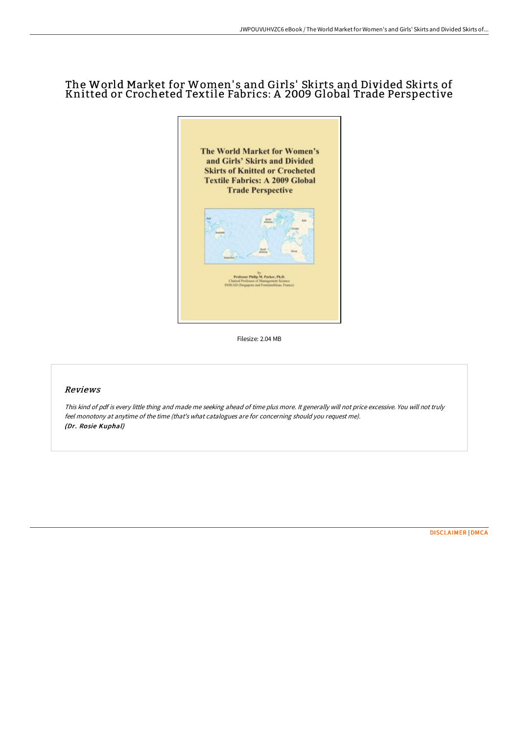# The World Market for Women's and Girls' Skirts and Divided Skirts of Knitted or Crocheted Textile Fabrics: A 2009 Global Trade Perspective

Filesize: 2.04 MB

## Reviews

*This kind of pdf is every little thing and made me seeking ahead of time plus more. It generally will not price excessive. You will not truly feel monotony at anytime of the time (that's what catalogues are for concerning should you request me).*
***(Dr. Rosie Kuphal)***

[DISCLAIMER](#) | [DMCA](#)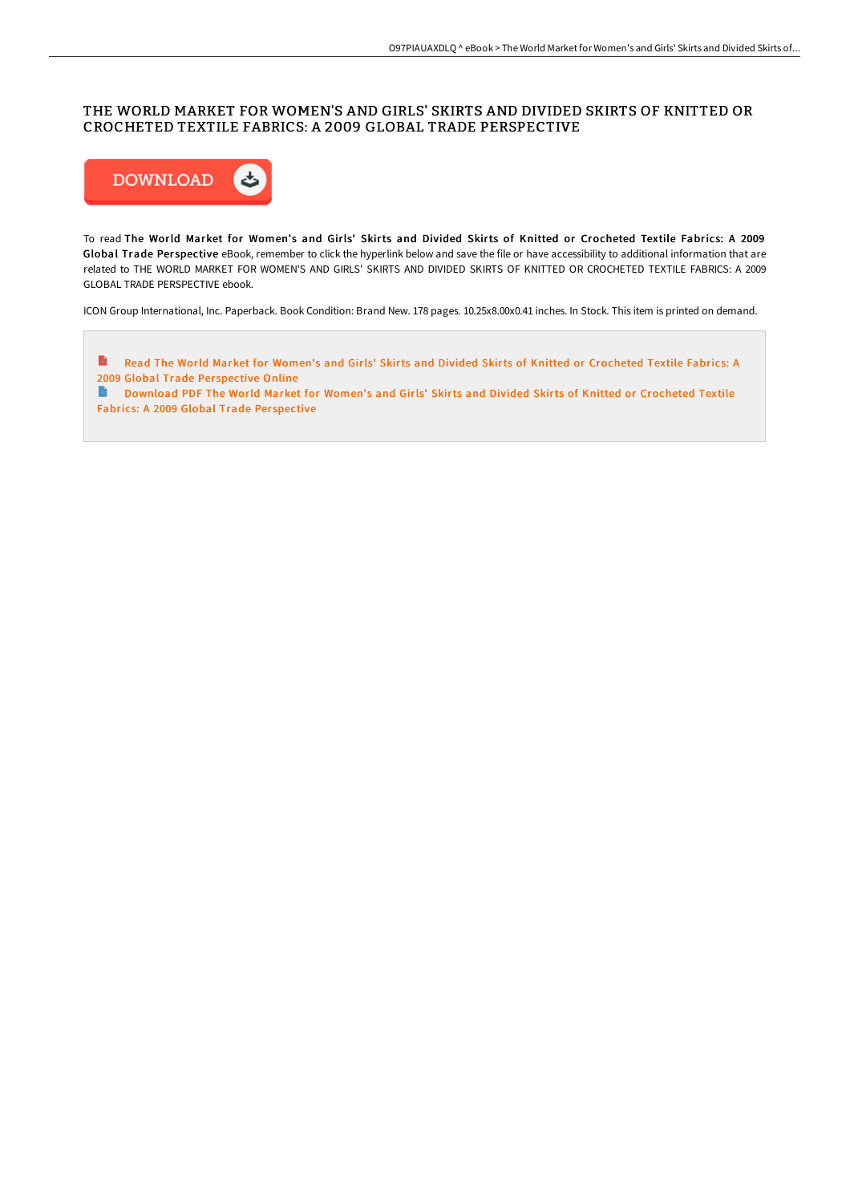# THE WORLD MARKET FOR WOMEN'S AND GIRLS' SKIRTS AND DIVIDED SKIRTS OF KNITTED OR CROCHETED TEXTILE FABRICS: A 2009 GLOBAL TRADE PERSPECTIVE

DOWNLOAD

To read **The World Market for Women's and Girls' Skirts and Divided Skirts of Knitted or Crocheted Textile Fabrics: A 2009 Global Trade Perspective** eBook, remember to click the hyperlink below and save the file or have accessibility to additional information that are related to THE WORLD MARKET FOR WOMEN'S AND GIRLS' SKIRTS AND DIVIDED SKIRTS OF KNITTED OR CROCHETED TEXTILE FABRICS: A 2009 GLOBAL TRADE PERSPECTIVE ebook.

ICON Group International, Inc. Paperback. Book Condition: Brand New. 178 pages. 10.25x8.00x0.41 inches. In Stock. This item is printed on demand.

Read The World Market for Women's and Girls' Skirts and Divided Skirts of Knitted or Crocheted Textile Fabrics: A 2009 Global Trade Perspective Online

Download PDF The World Market for Women's and Girls' Skirts and Divided Skirts of Knitted or Crocheted Textile Fabrics: A 2009 Global Trade Perspective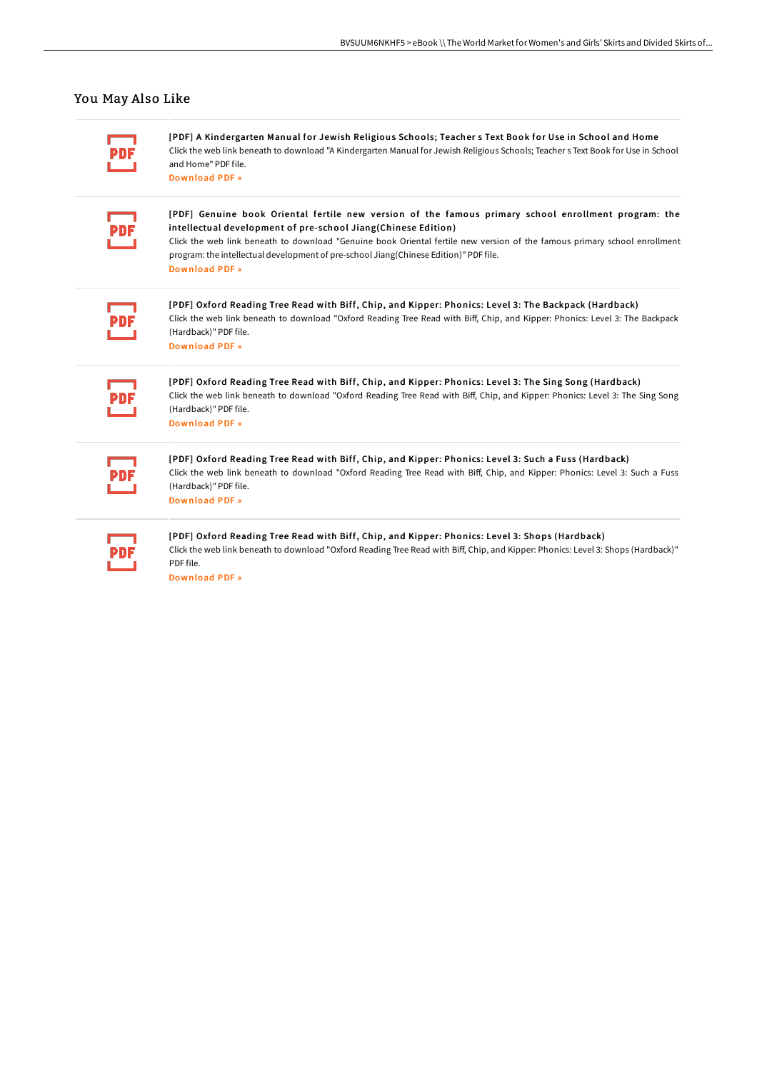## You May Also Like

**[PDF] A Kindergarten Manual for Jewish Religious Schools; Teacher s Text Book for Use in School and Home**
Click the web link beneath to download "A Kindergarten Manual for Jewish Religious Schools; Teacher s Text Book for Use in School and Home" PDF file.
Download PDF »

**[PDF] Genuine book Oriental fertile new version of the famous primary school enrollment program: the intellectual development of pre-school Jiang(Chinese Edition)**
Click the web link beneath to download "Genuine book Oriental fertile new version of the famous primary school enrollment program: the intellectual development of pre-school Jiang(Chinese Edition)" PDF file.
Download PDF »

**[PDF] Oxford Reading Tree Read with Biff, Chip, and Kipper: Phonics: Level 3: The Backpack (Hardback)**
Click the web link beneath to download "Oxford Reading Tree Read with Biff, Chip, and Kipper: Phonics: Level 3: The Backpack (Hardback)" PDF file.
Download PDF »

**[PDF] Oxford Reading Tree Read with Biff, Chip, and Kipper: Phonics: Level 3: The Sing Song (Hardback)**
Click the web link beneath to download "Oxford Reading Tree Read with Biff, Chip, and Kipper: Phonics: Level 3: The Sing Song (Hardback)" PDF file.
Download PDF »

**[PDF] Oxford Reading Tree Read with Biff, Chip, and Kipper: Phonics: Level 3: Such a Fuss (Hardback)**
Click the web link beneath to download "Oxford Reading Tree Read with Biff, Chip, and Kipper: Phonics: Level 3: Such a Fuss (Hardback)" PDF file.
Download PDF »

**[PDF] Oxford Reading Tree Read with Biff, Chip, and Kipper: Phonics: Level 3: Shops (Hardback)**
Click the web link beneath to download "Oxford Reading Tree Read with Biff, Chip, and Kipper: Phonics: Level 3: Shops (Hardback)" PDF file.
Download PDF »